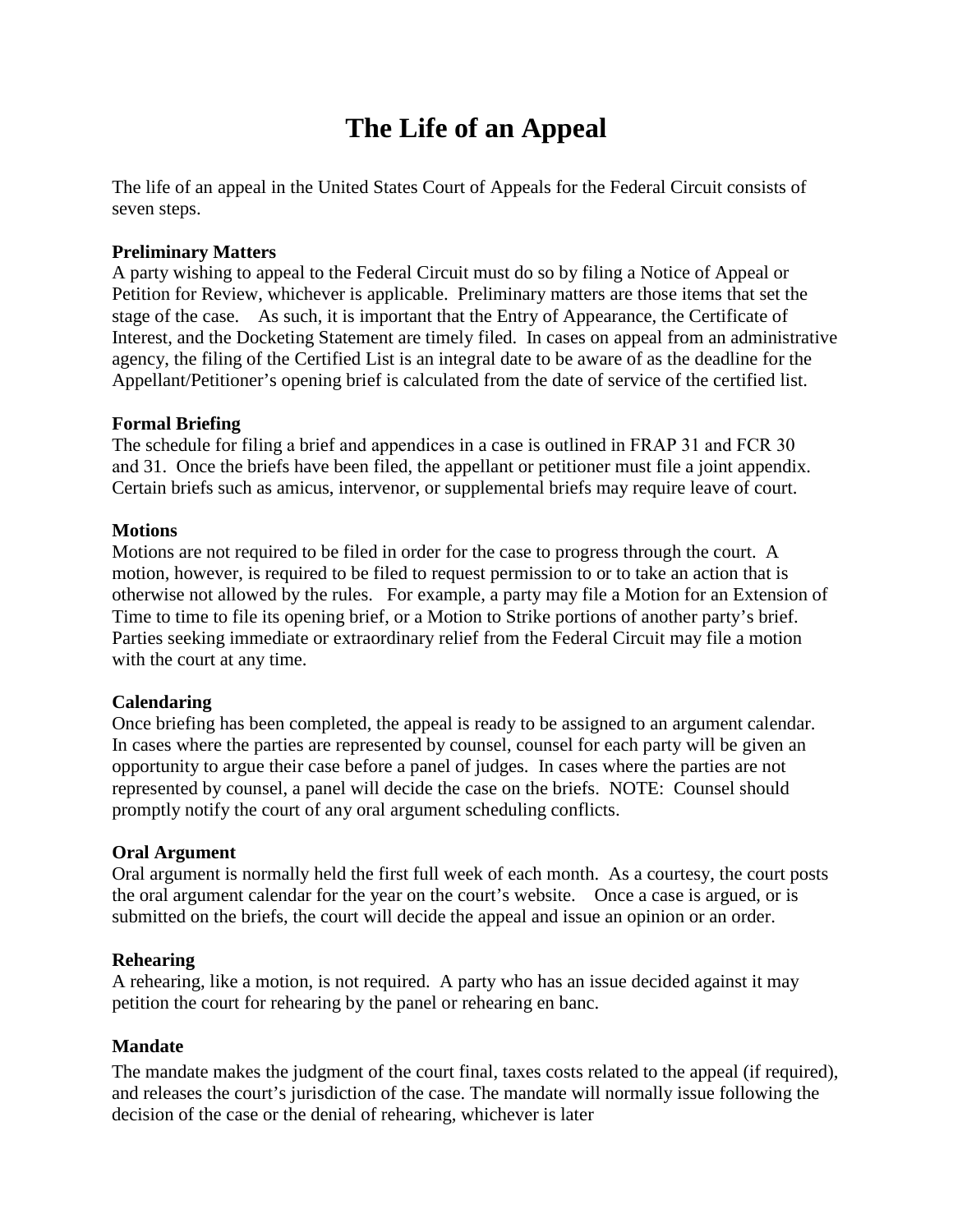# The Life of an Appeal

The life of an appeal in the United States Court of Appeals for the Federal Circuit consists of seven steps.

**Preliminary Matters**
A party wishing to appeal to the Federal Circuit must do so by filing a Notice of Appeal or Petition for Review, whichever is applicable. Preliminary matters are those items that set the stage of the case. As such, it is important that the Entry of Appearance, the Certificate of Interest, and the Docketing Statement are timely filed. In cases on appeal from an administrative agency, the filing of the Certified List is an integral date to be aware of as the deadline for the Appellant/Petitioner's opening brief is calculated from the date of service of the certified list.

**Formal Briefing**
The schedule for filing a brief and appendices in a case is outlined in FRAP 31 and FCR 30 and 31. Once the briefs have been filed, the appellant or petitioner must file a joint appendix. Certain briefs such as amicus, intervenor, or supplemental briefs may require leave of court.

**Motions**
Motions are not required to be filed in order for the case to progress through the court. A motion, however, is required to be filed to request permission to or to take an action that is otherwise not allowed by the rules. For example, a party may file a Motion for an Extension of Time to time to file its opening brief, or a Motion to Strike portions of another party's brief. Parties seeking immediate or extraordinary relief from the Federal Circuit may file a motion with the court at any time.

**Calendaring**
Once briefing has been completed, the appeal is ready to be assigned to an argument calendar. In cases where the parties are represented by counsel, counsel for each party will be given an opportunity to argue their case before a panel of judges. In cases where the parties are not represented by counsel, a panel will decide the case on the briefs. NOTE: Counsel should promptly notify the court of any oral argument scheduling conflicts.

**Oral Argument**
Oral argument is normally held the first full week of each month. As a courtesy, the court posts the oral argument calendar for the year on the court's website. Once a case is argued, or is submitted on the briefs, the court will decide the appeal and issue an opinion or an order.

**Rehearing**
A rehearing, like a motion, is not required. A party who has an issue decided against it may petition the court for rehearing by the panel or rehearing en banc.

**Mandate**
The mandate makes the judgment of the court final, taxes costs related to the appeal (if required), and releases the court's jurisdiction of the case. The mandate will normally issue following the decision of the case or the denial of rehearing, whichever is later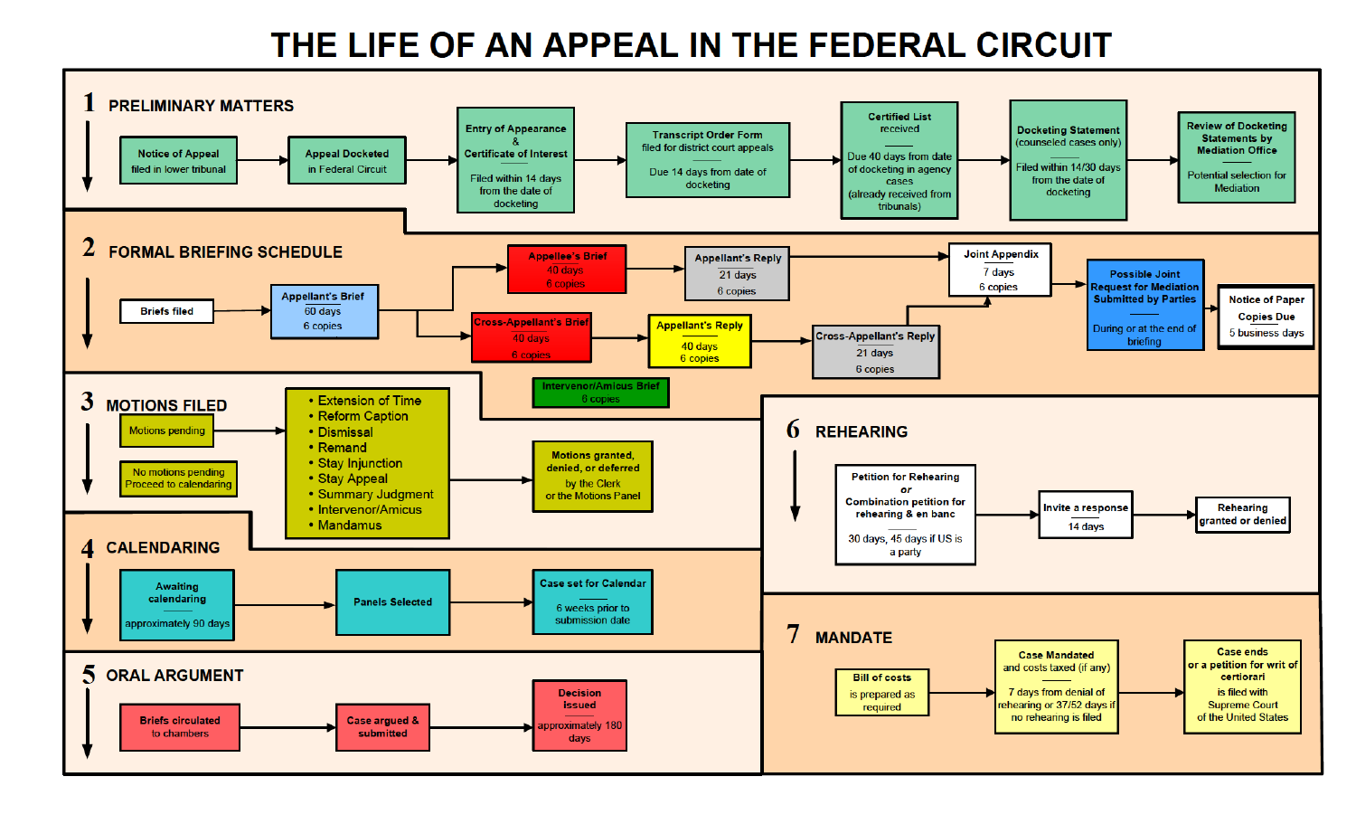# THE LIFE OF AN APPEAL IN THE FEDERAL CIRCUIT

## 1 PRELIMINARY MATTERS

**Notice of Appeal**
filed in lower tribunal

**Appeal Docketed**
in Federal Circuit

**Entry of Appearance & Certificate of Interest**
Filed within 14 days from the date of docketing

**Transcript Order Form**
filed for district court appeals
Due 14 days from date of docketing

**Certified List** received
Due 40 days from date of docketing in agency cases
(already received from tribunals)

**Docketing Statement**
(counseled cases only)
Filed within 14/30 days from the date of docketing

**Review of Docketing Statements by Mediation Office**
Potential selection for Mediation

## 2 FORMAL BRIEFING SCHEDULE

**Briefs filed**

**Appellant's Brief**
60 days
6 copies

**Appellee's Brief**
40 days
6 copies

**Cross-Appellant's Brief**
40 days
6 copies

**Appellant's Reply**
21 days
6 copies

**Appellant's Reply**
40 days
6 copies

**Cross-Appellant's Reply**
21 days
6 copies

**Intervenor/Amicus Brief**
6 copies

**Joint Appendix**
7 days
6 copies

**Possible Joint Request for Mediation Submitted by Parties**
During or at the end of briefing

**Notice of Paper Copies Due**
5 business days

## 3 MOTIONS FILED

**Motions pending**

**No motions pending**
**Proceed to calendaring**

- Extension of Time
- Reform Caption
- Dismissal
- Remand
- Stay Injunction
- Stay Appeal
- Summary Judgment
- Intervenor/Amicus
- Mandamus

**Motions granted, denied, or deferred**
by the Clerk or the Motions Panel

## 4 CALENDARING

**Awaiting calendaring**
approximately 90 days

**Panels Selected**

**Case set for Calendar**
6 weeks prior to submission date

## 5 ORAL ARGUMENT

**Briefs circulated** to chambers

**Case argued & submitted**

**Decision Issued**
approximately 180 days

## 6 REHEARING

**Petition for Rehearing**
*or*
**Combination petition for rehearing & en banc**
30 days, 45 days if US is a party

**Invite a response**
14 days

**Rehearing granted or denied**

## 7 MANDATE

**Bill of costs**
is prepared as required

**Case Mandated**
and costs taxed (if any)
7 days from denial of rehearing or 37/52 days if no rehearing is filed

**Case ends**
or a petition for writ of certiorari is filed with Supreme Court of the United States